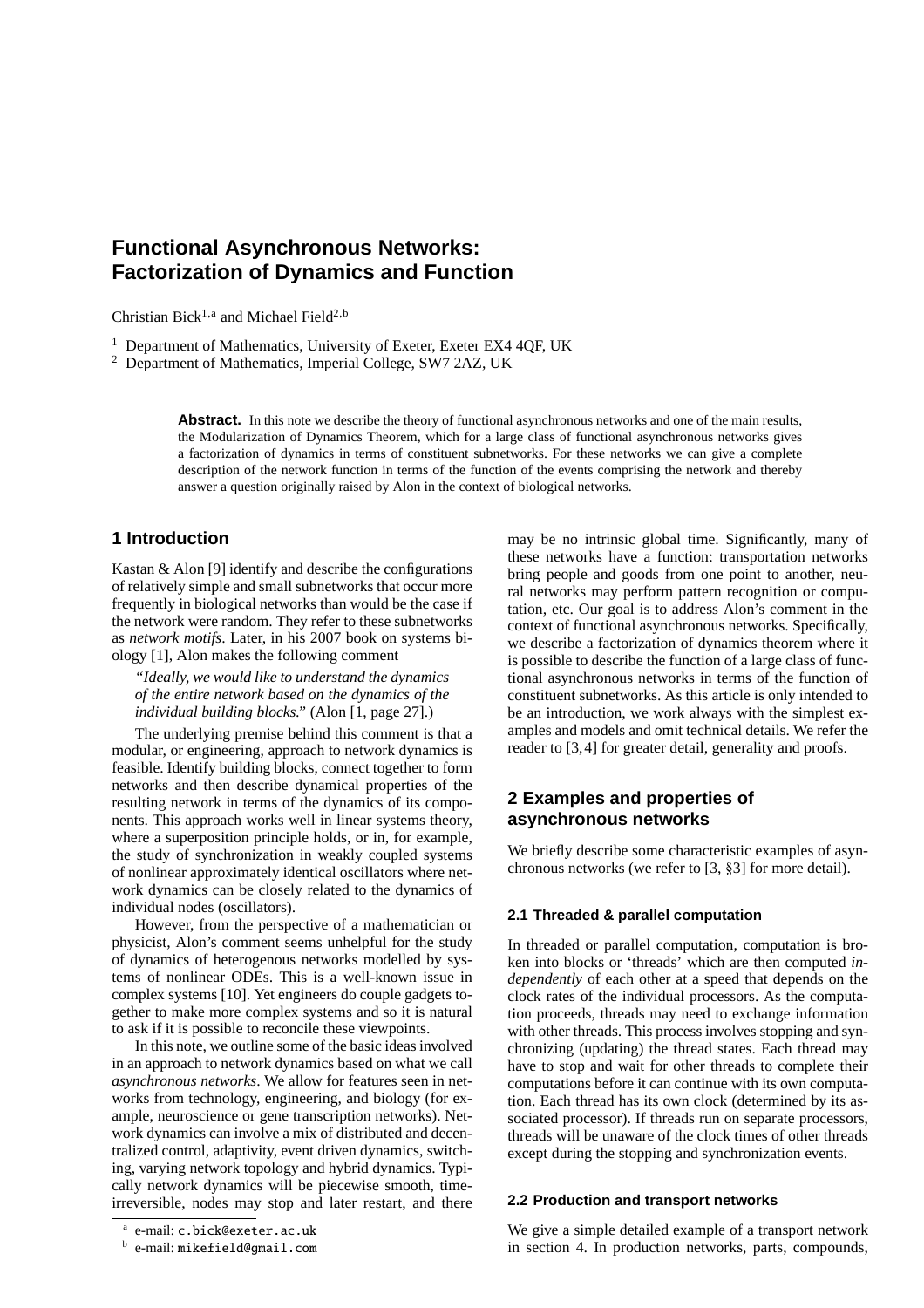# Functional Asynchronous Networks: Factorization of Dynamics and Function

Christian Bick[1,a] and Michael Field[2,b]

[1] Department of Mathematics, University of Exeter, Exeter EX4 4QF, UK

[2] Department of Mathematics, Imperial College, SW7 2AZ, UK

**Abstract.** In this note we describe the theory of functional asynchronous networks and one of the main results, the Modularization of Dynamics Theorem, which for a large class of functional asynchronous networks gives a factorization of dynamics in terms of constituent subnetworks. For these networks we can give a complete description of the network function in terms of the function of the events comprising the network and thereby answer a question originally raised by Alon in the context of biological networks.

## 1 Introduction

Kastan & Alon [9] identify and describe the configurations of relatively simple and small subnetworks that occur more frequently in biological networks than would be the case if the network were random. They refer to these subnetworks as *network motifs*. Later, in his 2007 book on systems biology [1], Alon makes the following comment

> *"Ideally, we would like to understand the dynamics of the entire network based on the dynamics of the individual building blocks."* (Alon [1, page 27].)

The underlying premise behind this comment is that a modular, or engineering, approach to network dynamics is feasible. Identify building blocks, connect together to form networks and then describe dynamical properties of the resulting network in terms of the dynamics of its components. This approach works well in linear systems theory, where a superposition principle holds, or in, for example, the study of synchronization in weakly coupled systems of nonlinear approximately identical oscillators where network dynamics can be closely related to the dynamics of individual nodes (oscillators).

However, from the perspective of a mathematician or physicist, Alon's comment seems unhelpful for the study of dynamics of heterogenous networks modelled by systems of nonlinear ODEs. This is a well-known issue in complex systems [10]. Yet engineers do couple gadgets together to make more complex systems and so it is natural to ask if it is possible to reconcile these viewpoints.

In this note, we outline some of the basic ideas involved in an approach to network dynamics based on what we call *asynchronous networks*. We allow for features seen in networks from technology, engineering, and biology (for example, neuroscience or gene transcription networks). Network dynamics can involve a mix of distributed and decentralized control, adaptivity, event driven dynamics, switching, varying network topology and hybrid dynamics. Typically network dynamics will be piecewise smooth, time-irreversible, nodes may stop and later restart, and there may be no intrinsic global time. Significantly, many of these networks have a function: transportation networks bring people and goods from one point to another, neural networks may perform pattern recognition or computation, etc. Our goal is to address Alon's comment in the context of functional asynchronous networks. Specifically, we describe a factorization of dynamics theorem where it is possible to describe the function of a large class of functional asynchronous networks in terms of the function of constituent subnetworks. As this article is only intended to be an introduction, we work always with the simplest examples and models and omit technical details. We refer the reader to [3, 4] for greater detail, generality and proofs.

## 2 Examples and properties of asynchronous networks

We briefly describe some characteristic examples of asynchronous networks (we refer to [3, §3] for more detail).

### 2.1 Threaded & parallel computation

In threaded or parallel computation, computation is broken into blocks or 'threads' which are then computed *independently* of each other at a speed that depends on the clock rates of the individual processors. As the computation proceeds, threads may need to exchange information with other threads. This process involves stopping and synchronizing (updating) the thread states. Each thread may have to stop and wait for other threads to complete their computations before it can continue with its own computation. Each thread has its own clock (determined by its associated processor). If threads run on separate processors, threads will be unaware of the clock times of other threads except during the stopping and synchronization events.

### 2.2 Production and transport networks

We give a simple detailed example of a transport network in section 4. In production networks, parts, compounds,

[a] e-mail: c.bick@exeter.ac.uk

[b] e-mail: mikefield@gmail.com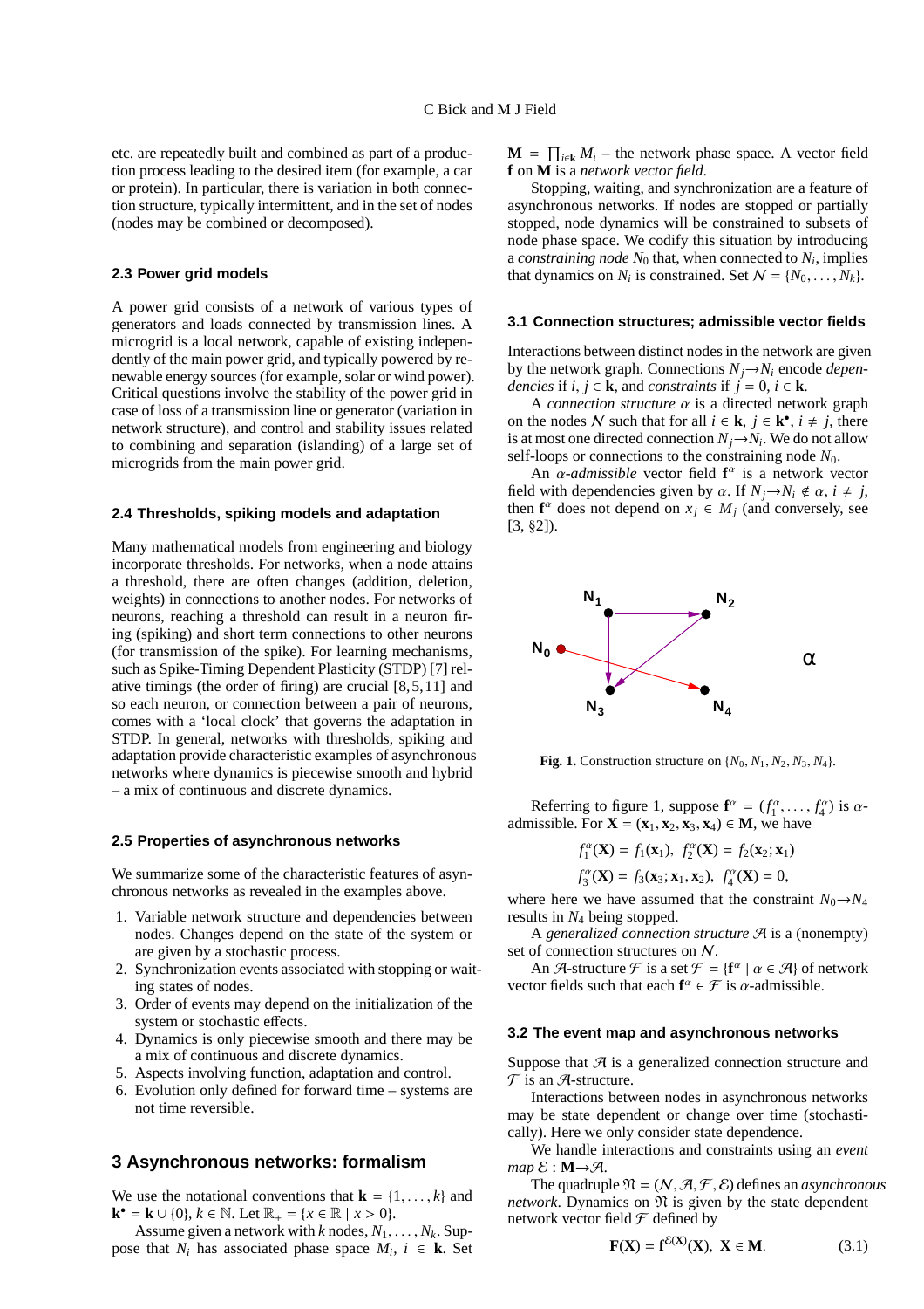etc. are repeatedly built and combined as part of a production process leading to the desired item (for example, a car or protein). In particular, there is variation in both connection structure, typically intermittent, and in the set of nodes (nodes may be combined or decomposed).

### 2.3 Power grid models

A power grid consists of a network of various types of generators and loads connected by transmission lines. A microgrid is a local network, capable of existing independently of the main power grid, and typically powered by renewable energy sources (for example, solar or wind power). Critical questions involve the stability of the power grid in case of loss of a transmission line or generator (variation in network structure), and control and stability issues related to combining and separation (islanding) of a large set of microgrids from the main power grid.

### 2.4 Thresholds, spiking models and adaptation

Many mathematical models from engineering and biology incorporate thresholds. For networks, when a node attains a threshold, there are often changes (addition, deletion, weights) in connections to another nodes. For networks of neurons, reaching a threshold can result in a neuron firing (spiking) and short term connections to other neurons (for transmission of the spike). For learning mechanisms, such as Spike-Timing Dependent Plasticity (STDP) [7] relative timings (the order of firing) are crucial [8,5,11] and so each neuron, or connection between a pair of neurons, comes with a 'local clock' that governs the adaptation in STDP. In general, networks with thresholds, spiking and adaptation provide characteristic examples of asynchronous networks where dynamics is piecewise smooth and hybrid – a mix of continuous and discrete dynamics.

### 2.5 Properties of asynchronous networks

We summarize some of the characteristic features of asynchronous networks as revealed in the examples above.

1. Variable network structure and dependencies between nodes. Changes depend on the state of the system or are given by a stochastic process.
2. Synchronization events associated with stopping or waiting states of nodes.
3. Order of events may depend on the initialization of the system or stochastic effects.
4. Dynamics is only piecewise smooth and there may be a mix of continuous and discrete dynamics.
5. Aspects involving function, adaptation and control.
6. Evolution only defined for forward time – systems are not time reversible.

## 3 Asynchronous networks: formalism

We use the notational conventions that $\mathbf{k} = \{1, \ldots, k\}$ and $\mathbf{k}^\bullet = \mathbf{k} \cup \{0\}$, $k \in \mathbb{N}$. Let $\mathbb{R}_+ = \{x \in \mathbb{R} \mid x > 0\}$.

Assume given a network with $k$ nodes, $N_1, \ldots, N_k$. Suppose that $N_i$ has associated phase space $M_i$, $i \in \mathbf{k}$. Set $\mathbf{M} = \prod_{i \in \mathbf{k}} M_i$ – the network phase space. A vector field $\mathbf{f}$ on $\mathbf{M}$ is a *network vector field*.

Stopping, waiting, and synchronization are a feature of asynchronous networks. If nodes are stopped or partially stopped, node dynamics will be constrained to subsets of node phase space. We codify this situation by introducing a *constraining node* $N_0$ that, when connected to $N_i$, implies that dynamics on $N_i$ is constrained. Set $\mathcal{N} = \{N_0, \ldots, N_k\}$.

### 3.1 Connection structures; admissible vector fields

Interactions between distinct nodes in the network are given by the network graph. Connections $N_j {\rightarrow} N_i$ encode *dependencies* if $i, j \in \mathbf{k}$, and *constraints* if $j = 0$, $i \in \mathbf{k}$.

A *connection structure* $\alpha$ is a directed network graph on the nodes $\mathcal{N}$ such that for all $i \in \mathbf{k}$, $j \in \mathbf{k}^\bullet$, $i \neq j$, there is at most one directed connection $N_j {\rightarrow} N_i$. We do not allow self-loops or connections to the constraining node $N_0$.

An $\alpha$-*admissible* vector field $\mathbf{f}^\alpha$ is a network vector field with dependencies given by $\alpha$. If $N_j {\rightarrow} N_i \notin \alpha$, $i \neq j$, then $\mathbf{f}^\alpha$ does not depend on $x_j \in M_j$ (and conversely, see [3, §2]).

**Fig. 1.** Construction structure on $\{N_0, N_1, N_2, N_3, N_4\}$.

Referring to figure 1, suppose $\mathbf{f}^\alpha = (f_1^\alpha, \ldots, f_4^\alpha)$ is $\alpha$-admissible. For $\mathbf{X} = (\mathbf{x}_1, \mathbf{x}_2, \mathbf{x}_3, \mathbf{x}_4) \in \mathbf{M}$, we have

$$f_1^\alpha(\mathbf{X}) = f_1(\mathbf{x}_1),\ f_2^\alpha(\mathbf{X}) = f_2(\mathbf{x}_2; \mathbf{x}_1)$$
$$f_3^\alpha(\mathbf{X}) = f_3(\mathbf{x}_3; \mathbf{x}_1, \mathbf{x}_2),\ f_4^\alpha(\mathbf{X}) = 0,$$

where here we have assumed that the constraint $N_0 {\rightarrow} N_4$ results in $N_4$ being stopped.

A *generalized connection structure* $\mathcal{A}$ is a (nonempty) set of connection structures on $\mathcal{N}$.

An $\mathcal{A}$-structure $\mathcal{F}$ is a set $\mathcal{F} = \{\mathbf{f}^\alpha \mid \alpha \in \mathcal{A}\}$ of network vector fields such that each $\mathbf{f}^\alpha \in \mathcal{F}$ is $\alpha$-admissible.

### 3.2 The event map and asynchronous networks

Suppose that $\mathcal{A}$ is a generalized connection structure and $\mathcal{F}$ is an $\mathcal{A}$-structure.

Interactions between nodes in asynchronous networks may be state dependent or change over time (stochastically). Here we only consider state dependence.

We handle interactions and constraints using an *event map* $\mathcal{E} : \mathbf{M} {\rightarrow} \mathcal{A}$.

The quadruple $\mathfrak{N} = (\mathcal{N}, \mathcal{A}, \mathcal{F}, \mathcal{E})$ defines an *asynchronous network*. Dynamics on $\mathfrak{N}$ is given by the state dependent network vector field $\mathcal{F}$ defined by

$$\mathbf{F}(\mathbf{X}) = \mathbf{f}^{\mathcal{E}(\mathbf{X})}(\mathbf{X}),\ \ \mathbf{X} \in \mathbf{M}. \tag{3.1}$$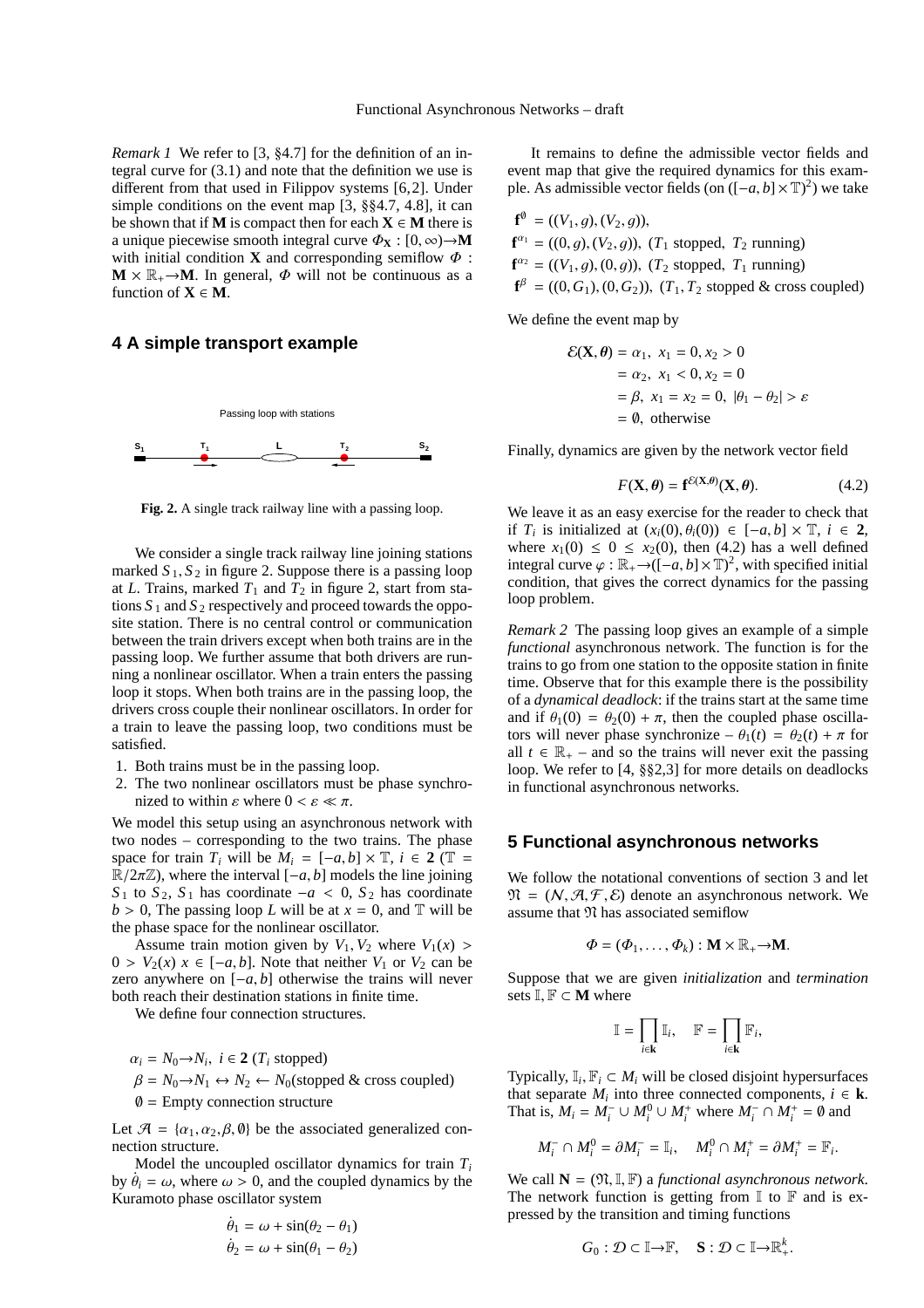*Remark 1* We refer to [3, §4.7] for the definition of an integral curve for (3.1) and note that the definition we use is different from that used in Filippov systems [6,2]. Under simple conditions on the event map [3, §§4.7, 4.8], it can be shown that if $\mathbf{M}$ is compact then for each $\mathbf{X} \in \mathbf{M}$ there is a unique piecewise smooth integral curve $\Phi_{\mathbf{X}} : [0,\infty) \to \mathbf{M}$ with initial condition $\mathbf{X}$ and corresponding semiflow $\Phi : \mathbf{M} \times \mathbb{R}_+ \to \mathbf{M}$. In general, $\Phi$ will not be continuous as a function of $\mathbf{X} \in \mathbf{M}$.

## 4 A simple transport example

Passing loop with stations

$S_1$ $T_1$ $L$ $T_2$ $S_2$

**Fig. 2.** A single track railway line with a passing loop.

We consider a single track railway line joining stations marked $S_1, S_2$ in figure 2. Suppose there is a passing loop at $L$. Trains, marked $T_1$ and $T_2$ in figure 2, start from stations $S_1$ and $S_2$ respectively and proceed towards the opposite station. There is no central control or communication between the train drivers except when both trains are in the passing loop. We further assume that both drivers are running a nonlinear oscillator. When a train enters the passing loop it stops. When both trains are in the passing loop, the drivers cross couple their nonlinear oscillators. In order for a train to leave the passing loop, two conditions must be satisfied.

1. Both trains must be in the passing loop.
2. The two nonlinear oscillators must be phase synchronized to within $\varepsilon$ where $0 < \varepsilon \ll \pi$.

We model this setup using an asynchronous network with two nodes – corresponding to the two trains. The phase space for train $T_i$ will be $M_i = [-a, b] \times \mathbb{T}$, $i \in \mathbf{2}$ ($\mathbb{T} = \mathbb{R}/2\pi\mathbb{Z}$), where the interval $[-a, b]$ models the line joining $S_1$ to $S_2$, $S_1$ has coordinate $-a < 0$, $S_2$ has coordinate $b > 0$, The passing loop $L$ will be at $x = 0$, and $\mathbb{T}$ will be the phase space for the nonlinear oscillator.

Assume train motion given by $V_1, V_2$ where $V_1(x) > 0 > V_2(x)$ $x \in [-a, b]$. Note that neither $V_1$ or $V_2$ can be zero anywhere on $[-a, b]$ otherwise the trains will never both reach their destination stations in finite time.

We define four connection structures.

$$\alpha_i = N_0 \to N_i,\ i \in \mathbf{2}\ (T_i \text{ stopped})$$
$$\beta = N_0 \to N_1 \leftrightarrow N_2 \leftarrow N_0 (\text{stopped \& cross coupled})$$
$$\emptyset = \text{Empty connection structure}$$

Let $\mathcal{A} = \{\alpha_1, \alpha_2, \beta, \emptyset\}$ be the associated generalized connection structure.

Model the uncoupled oscillator dynamics for train $T_i$ by $\dot{\theta}_i = \omega$, where $\omega > 0$, and the coupled dynamics by the Kuramoto phase oscillator system

$$\dot{\theta}_1 = \omega + \sin(\theta_2 - \theta_1)$$
$$\dot{\theta}_2 = \omega + \sin(\theta_1 - \theta_2)$$

It remains to define the admissible vector fields and event map that give the required dynamics for this example. As admissible vector fields (on $([-a, b] \times \mathbb{T})^2$) we take

$$\mathbf{f}^{\emptyset} = ((V_1, g), (V_2, g)),$$
$$\mathbf{f}^{\alpha_1} = ((0, g), (V_2, g)),\ (T_1 \text{ stopped},\ T_2 \text{ running})$$
$$\mathbf{f}^{\alpha_2} = ((V_1, g), (0, g)),\ (T_2 \text{ stopped},\ T_1 \text{ running})$$
$$\mathbf{f}^{\beta} = ((0, G_1), (0, G_2)),\ (T_1, T_2 \text{ stopped \& cross coupled})$$

We define the event map by

$$\begin{aligned}
\mathcal{E}(\mathbf{X}, \boldsymbol{\theta}) &= \alpha_1,\ x_1 = 0, x_2 > 0 \\
&= \alpha_2,\ x_1 < 0, x_2 = 0 \\
&= \beta,\ x_1 = x_2 = 0,\ |\theta_1 - \theta_2| > \varepsilon \\
&= \emptyset,\ \text{otherwise}
\end{aligned}$$

Finally, dynamics are given by the network vector field

$$F(\mathbf{X}, \boldsymbol{\theta}) = \mathbf{f}^{\mathcal{E}(\mathbf{X}, \boldsymbol{\theta})}(\mathbf{X}, \boldsymbol{\theta}). \tag{4.2}$$

We leave it as an easy exercise for the reader to check that if $T_i$ is initialized at $(x_i(0), \theta_i(0)) \in [-a, b] \times \mathbb{T}$, $i \in \mathbf{2}$, where $x_1(0) \leq 0 \leq x_2(0)$, then (4.2) has a well defined integral curve $\varphi : \mathbb{R}_+ \to ([-a, b] \times \mathbb{T})^2$, with specified initial condition, that gives the correct dynamics for the passing loop problem.

*Remark 2* The passing loop gives an example of a simple *functional* asynchronous network. The function is for the trains to go from one station to the opposite station in finite time. Observe that for this example there is the possibility of a *dynamical deadlock*: if the trains start at the same time and if $\theta_1(0) = \theta_2(0) + \pi$, then the coupled phase oscillators will never phase synchronize – $\theta_1(t) = \theta_2(t) + \pi$ for all $t \in \mathbb{R}_+$ – and so the trains will never exit the passing loop. We refer to [4, §§2,3] for more details on deadlocks in functional asynchronous networks.

## 5 Functional asynchronous networks

We follow the notational conventions of section 3 and let $\mathfrak{N} = (\mathcal{N}, \mathcal{A}, \mathcal{F}, \mathcal{E})$ denote an asynchronous network. We assume that $\mathfrak{N}$ has associated semiflow

$$\Phi = (\Phi_1, \ldots, \Phi_k) : \mathbf{M} \times \mathbb{R}_+ \to \mathbf{M}.$$

Suppose that we are given *initialization* and *termination* sets $\mathbb{I}, \mathbb{F} \subset \mathbf{M}$ where

$$\mathbb{I} = \prod_{i \in \mathbf{k}} \mathbb{I}_i, \quad \mathbb{F} = \prod_{i \in \mathbf{k}} \mathbb{F}_i,$$

Typically, $\mathbb{I}_i, \mathbb{F}_i \subset M_i$ will be closed disjoint hypersurfaces that separate $M_i$ into three connected components, $i \in \mathbf{k}$. That is, $M_i = M_i^- \cup M_i^0 \cup M_i^+$ where $M_i^- \cap M_i^+ = \emptyset$ and

$$M_i^- \cap M_i^0 = \partial M_i^- = \mathbb{I}_i, \quad M_i^0 \cap M_i^+ = \partial M_i^+ = \mathbb{F}_i.$$

We call $\mathbf{N} = (\mathfrak{N}, \mathbb{I}, \mathbb{F})$ a *functional asynchronous network*. The network function is getting from $\mathbb{I}$ to $\mathbb{F}$ and is expressed by the transition and timing functions

$$G_0 : \mathcal{D} \subset \mathbb{I} \to \mathbb{F}, \quad \mathbf{S} : \mathcal{D} \subset \mathbb{I} \to \mathbb{R}_+^k.$$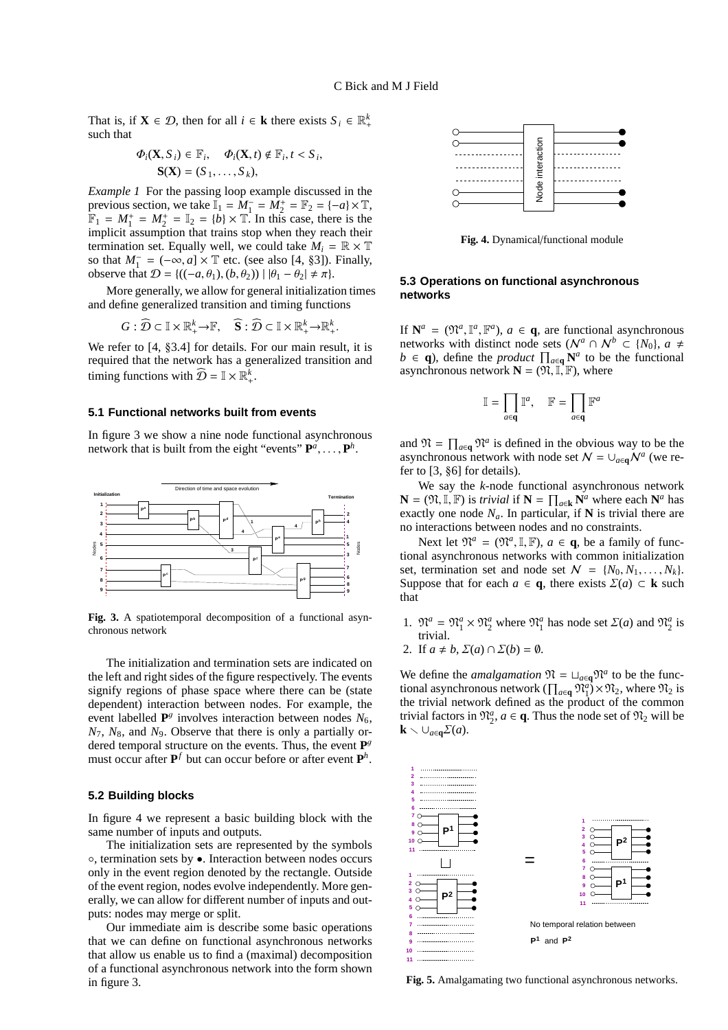That is, if $\mathbf{X} \in \mathcal{D}$, then for all $i \in \mathbf{k}$ there exists $S_i \in \mathbb{R}^k_+$ such that

$$\Phi_i(\mathbf{X}, S_i) \in \mathbb{F}_i, \quad \Phi_i(\mathbf{X}, t) \notin \mathbb{F}_i, t < S_i,$$
$$\mathbf{S}(\mathbf{X}) = (S_1, \ldots, S_k),$$

*Example 1* For the passing loop example discussed in the previous section, we take $\mathbb{I}_1 = M_1^- = M_2^+ = \mathbb{F}_2 = \{-a\} \times \mathbb{T}$, $\mathbb{F}_1 = M_1^+ = M_2^+ = \mathbb{I}_2 = \{b\} \times \mathbb{T}$. In this case, there is the implicit assumption that trains stop when they reach their termination set. Equally well, we could take $M_i = \mathbb{R} \times \mathbb{T}$ so that $M_1^- = (-\infty, a] \times \mathbb{T}$ etc. (see also [4, §3]). Finally, observe that $\mathcal{D} = \{((-a, \theta_1), (b, \theta_2)) \mid |\theta_1 - \theta_2| \neq \pi\}$.

More generally, we allow for general initialization times and define generalized transition and timing functions

$$G : \widehat{\mathcal{D}} \subset \mathbb{I} \times \mathbb{R}^k_+ \to \mathbb{F}, \quad \widehat{\mathbf{S}} : \widehat{\mathcal{D}} \subset \mathbb{I} \times \mathbb{R}^k_+ \to \mathbb{R}^k_+.$$

We refer to [4, §3.4] for details. For our main result, it is required that the network has a generalized transition and timing functions with $\widehat{\mathcal{D}} = \mathbb{I} \times \mathbb{R}^k_+$.

### 5.1 Functional networks built from events

In figure 3 we show a nine node functional asynchronous network that is built from the eight "events" $\mathbf{P}^a, \ldots, \mathbf{P}^h$.

**Fig. 3.** A spatiotemporal decomposition of a functional asynchronous network

The initialization and termination sets are indicated on the left and right sides of the figure respectively. The events signify regions of phase space where there can be (state dependent) interaction between nodes. For example, the event labelled $\mathbf{P}^g$ involves interaction between nodes $N_6$, $N_7$, $N_8$, and $N_9$. Observe that there is only a partially ordered temporal structure on the events. Thus, the event $\mathbf{P}^g$ must occur after $\mathbf{P}^f$ but can occur before or after event $\mathbf{P}^h$.

### 5.2 Building blocks

In figure 4 we represent a basic building block with the same number of inputs and outputs.

The initialization sets are represented by the symbols $\circ$, termination sets by $\bullet$. Interaction between nodes occurs only in the event region denoted by the rectangle. Outside of the event region, nodes evolve independently. More generally, we can allow for different number of inputs and outputs: nodes may merge or split.

Our immediate aim is describe some basic operations that we can define on functional asynchronous networks that allow us enable us to find a (maximal) decomposition of a functional asynchronous network into the form shown in figure 3.

**Fig. 4.** Dynamical/functional module

### 5.3 Operations on functional asynchronous networks

If $\mathbf{N}^a = (\mathfrak{N}^a, \mathbb{I}^a, \mathbb{F}^a)$, $a \in \mathbf{q}$, are functional asynchronous networks with distinct node sets ($\mathcal{N}^a \cap \mathcal{N}^b \subset \{N_0\}$, $a \neq b \in \mathbf{q}$), define the *product* $\prod_{a \in \mathbf{q}} \mathbf{N}^a$ to be the functional asynchronous network $\mathbf{N} = (\mathfrak{N}, \mathbb{I}, \mathbb{F})$, where

$$\mathbb{I} = \prod_{a \in \mathbf{q}} \mathbb{I}^a, \quad \mathbb{F} = \prod_{a \in \mathbf{q}} \mathbb{F}^a$$

and $\mathfrak{N} = \prod_{a \in \mathbf{q}} \mathfrak{N}^a$ is defined in the obvious way to be the asynchronous network with node set $\mathcal{N} = \cup_{a \in \mathbf{q}} \mathcal{N}^a$ (we refer to [3, §6] for details).

We say the $k$-node functional asynchronous network $\mathbf{N} = (\mathfrak{N}, \mathbb{I}, \mathbb{F})$ is *trivial* if $\mathbf{N} = \prod_{a \in \mathbf{k}} \mathbf{N}^a$ where each $\mathbf{N}^a$ has exactly one node $N_a$. In particular, if $\mathbf{N}$ is trivial there are no interactions between nodes and no constraints.

Next let $\mathfrak{N}^a = (\mathfrak{N}^a, \mathbb{I}, \mathbb{F})$, $a \in \mathbf{q}$, be a family of functional asynchronous networks with common initialization set, termination set and node set $\mathcal{N} = \{N_0, N_1, \ldots, N_k\}$. Suppose that for each $a \in \mathbf{q}$, there exists $\Sigma(a) \subset \mathbf{k}$ such that

1. $\mathfrak{N}^a = \mathfrak{N}^a_1 \times \mathfrak{N}^a_2$ where $\mathfrak{N}^a_1$ has node set $\Sigma(a)$ and $\mathfrak{N}^a_2$ is trivial.
2. If $a \neq b$, $\Sigma(a) \cap \Sigma(b) = \emptyset$.

We define the *amalgamation* $\mathfrak{N} = \sqcup_{a \in \mathbf{q}} \mathfrak{N}^a$ to be the functional asynchronous network $(\prod_{a \in \mathbf{q}} \mathfrak{N}^a_1) \times \mathfrak{N}_2$, where $\mathfrak{N}_2$ is the trivial network defined as the product of the common trivial factors in $\mathfrak{N}^a_2$, $a \in \mathbf{q}$. Thus the node set of $\mathfrak{N}_2$ will be $\mathbf{k} \setminus \cup_{a \in \mathbf{q}} \Sigma(a)$.

**Fig. 5.** Amalgamating two functional asynchronous networks.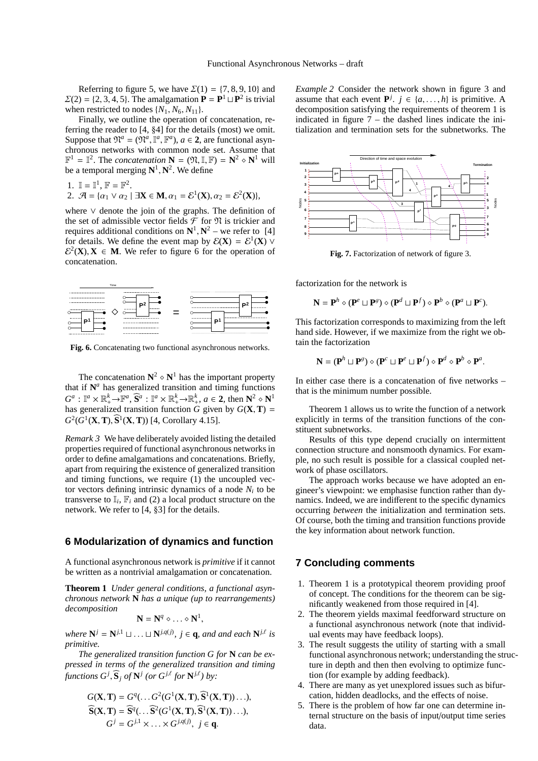Referring to figure 5, we have $\Sigma(1) = \{7, 8, 9, 10\}$ and $\Sigma(2) = \{2, 3, 4, 5\}$. The amalgamation $\mathbf{P} = \mathbf{P}^1 \sqcup \mathbf{P}^2$ is trivial when restricted to nodes $\{N_1, N_6, N_{11}\}$.

Finally, we outline the operation of concatenation, referring the reader to [4, §4] for the details (most) we omit. Suppose that $\mathfrak{N}^a = (\mathfrak{N}^a, \mathbb{I}^a, \mathbb{F}^a)$, $a \in \mathbf{2}$, are functional asynchronous networks with common node set. Assume that $\mathbb{F}^1 = \mathbb{I}^2$. The *concatenation* $\mathbf{N} = (\mathfrak{N}, \mathbb{I}, \mathbb{F}) = \mathbf{N}^2 \diamond \mathbf{N}^1$ will be a temporal merging $\mathbf{N}^1, \mathbf{N}^2$. We define

1. $\mathbb{I} = \mathbb{I}^1$, $\mathbb{F} = \mathbb{F}^2$.
2. $\mathcal{A} = \{\alpha_1 \vee \alpha_2 \mid \exists \mathbf{X} \in \mathbf{M}, \alpha_1 = \mathcal{E}^1(\mathbf{X}), \alpha_2 = \mathcal{E}^2(\mathbf{X})\}$,

where $\vee$ denote the join of the graphs. The definition of the set of admissible vector fields $\mathcal{F}$ for $\mathfrak{N}$ is trickier and requires additional conditions on $\mathbf{N}^1, \mathbf{N}^2$ – we refer to [4] for details. We define the event map by $\mathcal{E}(\mathbf{X}) = \mathcal{E}^1(\mathbf{X}) \vee \mathcal{E}^2(\mathbf{X}), \mathbf{X} \in \mathbf{M}$. We refer to figure 6 for the operation of concatenation.

**Fig. 6.** Concatenating two functional asynchronous networks.

The concatenation $\mathbf{N}^2 \diamond \mathbf{N}^1$ has the important property that if $\mathbf{N}^a$ has generalized transition and timing functions $G^a : \mathbb{I}^a \times \mathbb{R}^k_+ \to \mathbb{F}^a$, $\widehat{\mathbf{S}}^a : \mathbb{I}^a \times \mathbb{R}^k_+ \to \mathbb{R}^k_+$, $a \in \mathbf{2}$, then $\mathbf{N}^2 \diamond \mathbf{N}^1$ has generalized transition function $G$ given by $G(\mathbf{X}, \mathbf{T}) = G^2(G^1(\mathbf{X}, \mathbf{T}), \widehat{\mathbf{S}}^1(\mathbf{X}, \mathbf{T}))$ [4, Corollary 4.15].

*Remark 3* We have deliberately avoided listing the detailed properties required of functional asynchronous networks in order to define amalgamations and concatenations. Briefly, apart from requiring the existence of generalized transition and timing functions, we require (1) the uncoupled vector vectors defining intrinsic dynamics of a node $N_i$ to be transverse to $\mathbb{I}_i$, $\mathbb{F}_i$ and (2) a local product structure on the network. We refer to [4, §3] for the details.

## 6 Modularization of dynamics and function

A functional asynchronous network is *primitive* if it cannot be written as a nontrivial amalgamation or concatenation.

**Theorem 1** *Under general conditions, a functional asynchronous network* $\mathbf{N}$ *has a unique (up to rearrangements) decomposition*

$$\mathbf{N} = \mathbf{N}^q \diamond \ldots \diamond \mathbf{N}^1,$$

*where* $\mathbf{N}^j = \mathbf{N}^{j,1} \sqcup \ldots \sqcup \mathbf{N}^{j,q(j)}$, $j \in \mathbf{q}$, *and and each* $\mathbf{N}^{j,\ell}$ *is primitive.*

*The generalized transition function* $G$ *for* $\mathbf{N}$ *can be expressed in terms of the generalized transition and timing functions* $G^j, \widehat{\mathbf{S}}_j$ *of* $\mathbf{N}^j$ *(or* $G^{j,\ell}$ *for* $\mathbf{N}^{j,\ell}$*) by:*

$$G(\mathbf{X}, \mathbf{T}) = G^q(\ldots G^2(G^1(\mathbf{X}, \mathbf{T}), \widehat{\mathbf{S}}^1(\mathbf{X}, \mathbf{T}))\ldots),$$
$$\widehat{\mathbf{S}}(\mathbf{X}, \mathbf{T}) = \widehat{\mathbf{S}}^q(\ldots \widehat{\mathbf{S}}^2(G^1(\mathbf{X}, \mathbf{T}), \widehat{\mathbf{S}}^1(\mathbf{X}, \mathbf{T}))\ldots),$$
$$G^j = G^{j,1} \times \ldots \times G^{j,q(j)}, \ j \in \mathbf{q}.$$

*Example 2* Consider the network shown in figure 3 and assume that each event $\mathbf{P}^j$. $j \in \{a, \ldots, h\}$ is primitive. A decomposition satisfying the requirements of theorem 1 is indicated in figure 7 – the dashed lines indicate the initialization and termination sets for the subnetworks. The

**Fig. 7.** Factorization of network of figure 3.

factorization for the network is

$$\mathbf{N} = \mathbf{P}^h \diamond (\mathbf{P}^e \sqcup \mathbf{P}^g) \diamond (\mathbf{P}^d \sqcup \mathbf{P}^f) \diamond \mathbf{P}^b \diamond (\mathbf{P}^a \sqcup \mathbf{P}^c).$$

This factorization corresponds to maximizing from the left hand side. However, if we maximize from the right we obtain the factorization

$$\mathbf{N} = (\mathbf{P}^h \sqcup \mathbf{P}^g) \diamond (\mathbf{P}^c \sqcup \mathbf{P}^e \sqcup \mathbf{P}^f) \diamond \mathbf{P}^d \diamond \mathbf{P}^b \diamond \mathbf{P}^a.$$

In either case there is a concatenation of five networks – that is the minimum number possible.

Theorem 1 allows us to write the function of a network explicitly in terms of the transition functions of the constituent subnetworks.

Results of this type depend crucially on intermittent connection structure and nonsmooth dynamics. For example, no such result is possible for a classical coupled network of phase oscillators.

The approach works because we have adopted an engineer's viewpoint: we emphasise function rather than dynamics. Indeed, we are indifferent to the specific dynamics occurring *between* the initialization and termination sets. Of course, both the timing and transition functions provide the key information about network function.

## 7 Concluding comments

1. Theorem 1 is a prototypical theorem providing proof of concept. The conditions for the theorem can be significantly weakened from those required in [4].
2. The theorem yields maximal feedforward structure on a functional asynchronous network (note that individual events may have feedback loops).
3. The result suggests the utility of starting with a small functional asynchronous network; understanding the structure in depth and then then evolving to optimize function (for example by adding feedback).
4. There are many as yet unexplored issues such as bifurcation, hidden deadlocks, and the effects of noise.
5. There is the problem of how far one can determine internal structure on the basis of input/output time series data.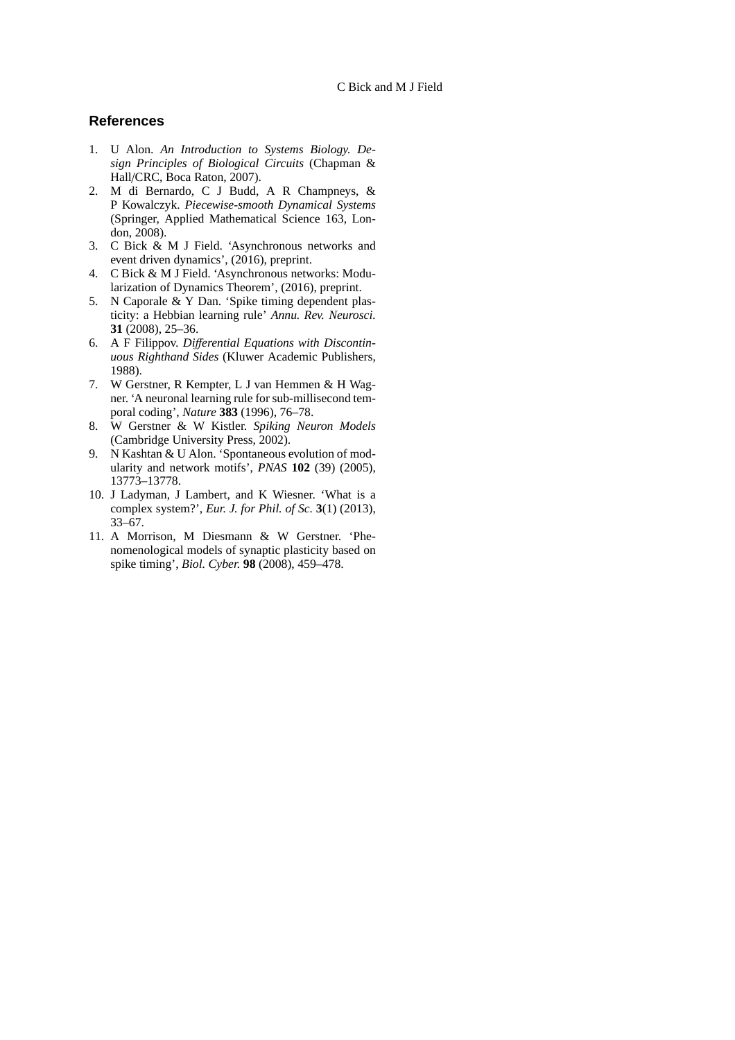## References

1. U Alon. *An Introduction to Systems Biology. Design Principles of Biological Circuits* (Chapman & Hall/CRC, Boca Raton, 2007).
2. M di Bernardo, C J Budd, A R Champneys, & P Kowalczyk. *Piecewise-smooth Dynamical Systems* (Springer, Applied Mathematical Science 163, London, 2008).
3. C Bick & M J Field. 'Asynchronous networks and event driven dynamics', (2016), preprint.
4. C Bick & M J Field. 'Asynchronous networks: Modularization of Dynamics Theorem', (2016), preprint.
5. N Caporale & Y Dan. 'Spike timing dependent plasticity: a Hebbian learning rule' *Annu. Rev. Neurosci.* **31** (2008), 25–36.
6. A F Filippov. *Differential Equations with Discontinuous Righthand Sides* (Kluwer Academic Publishers, 1988).
7. W Gerstner, R Kempter, L J van Hemmen & H Wagner. 'A neuronal learning rule for sub-millisecond temporal coding', *Nature* **383** (1996), 76–78.
8. W Gerstner & W Kistler. *Spiking Neuron Models* (Cambridge University Press, 2002).
9. N Kashtan & U Alon. 'Spontaneous evolution of modularity and network motifs', *PNAS* **102** (39) (2005), 13773–13778.
10. J Ladyman, J Lambert, and K Wiesner. 'What is a complex system?', *Eur. J. for Phil. of Sc.* **3**(1) (2013), 33–67.
11. A Morrison, M Diesmann & W Gerstner. 'Phenomenological models of synaptic plasticity based on spike timing', *Biol. Cyber.* **98** (2008), 459–478.